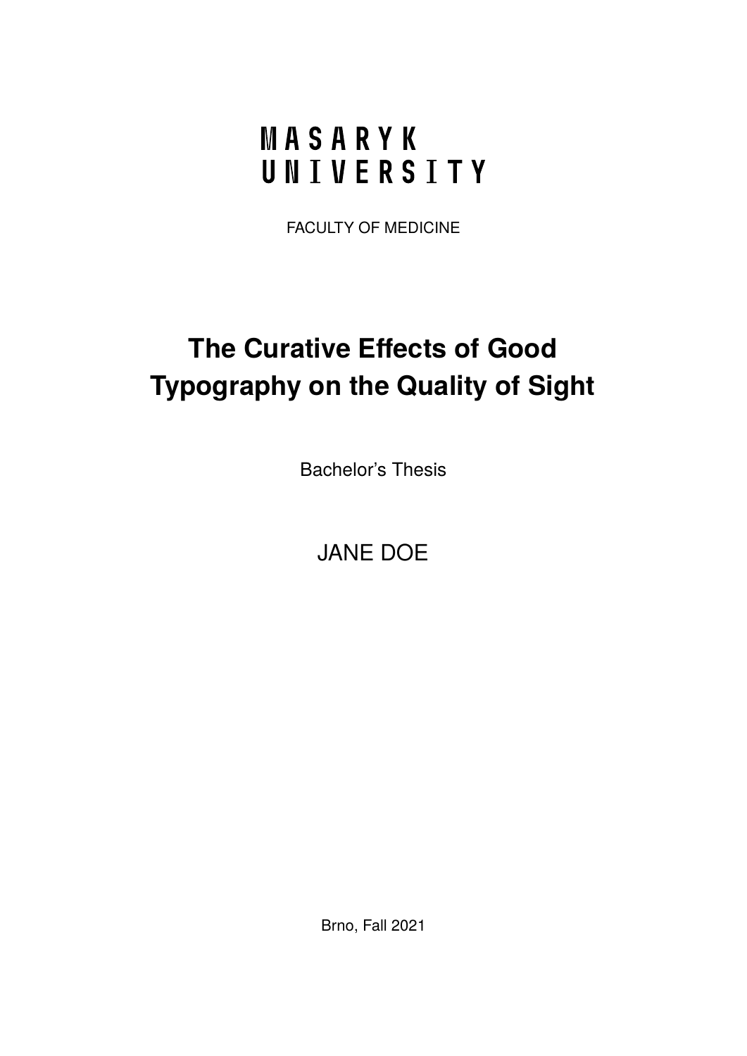MASARYK UNIVERSITY

FACULTY OF MEDICINE

# The Curative Effects of Good Typography on the Quality of Sight

Bachelor's Thesis

JANE DOE

Brno, Fall 2021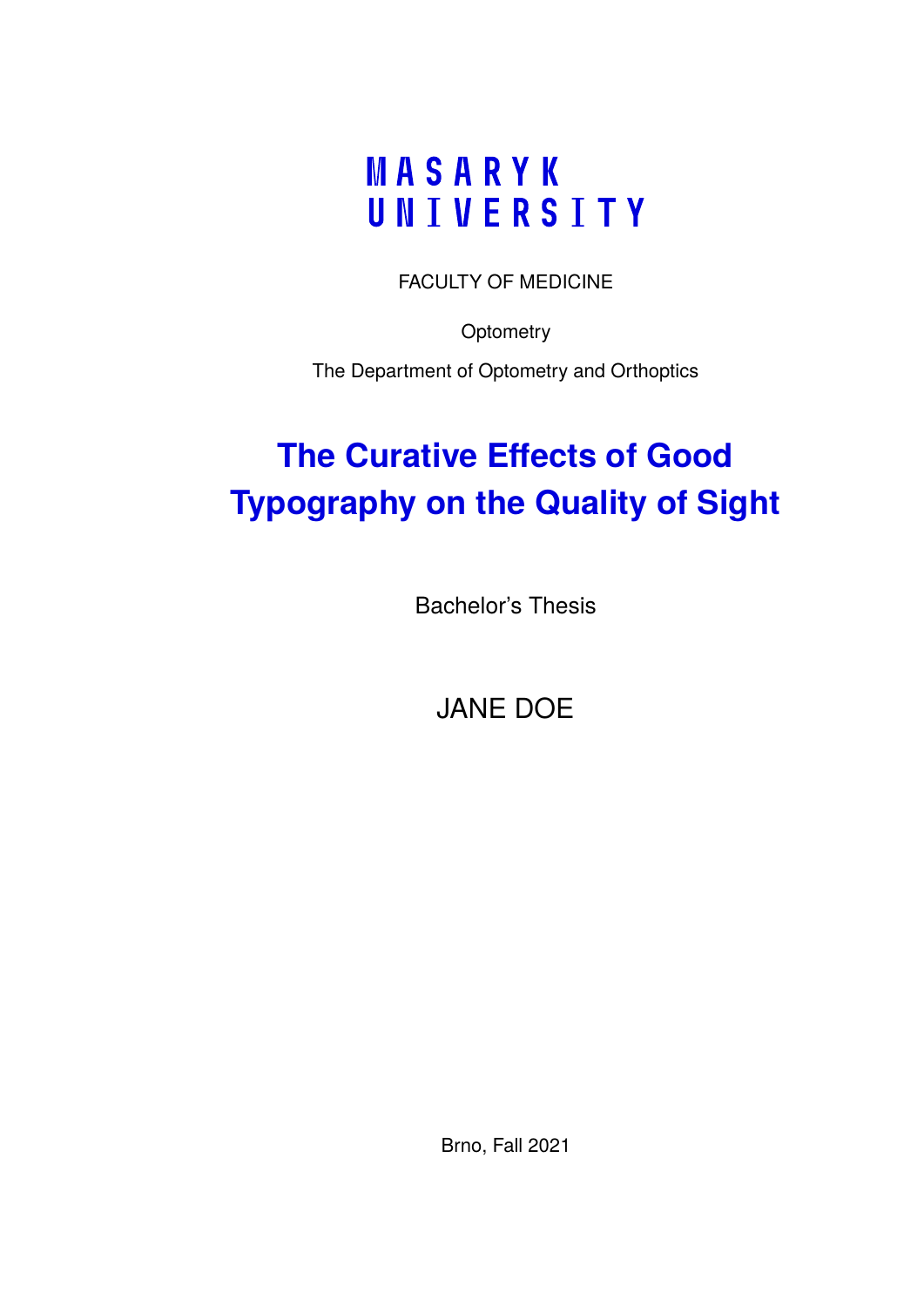MASARYK
UNIVERSITY

FACULTY OF MEDICINE

Optometry

The Department of Optometry and Orthoptics

# The Curative Effects of Good Typography on the Quality of Sight

Bachelor's Thesis

JANE DOE

Brno, Fall 2021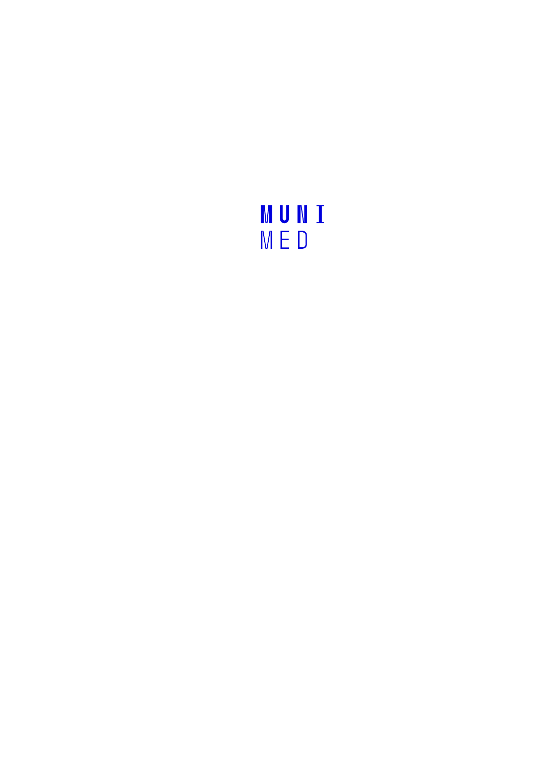MUNI
MED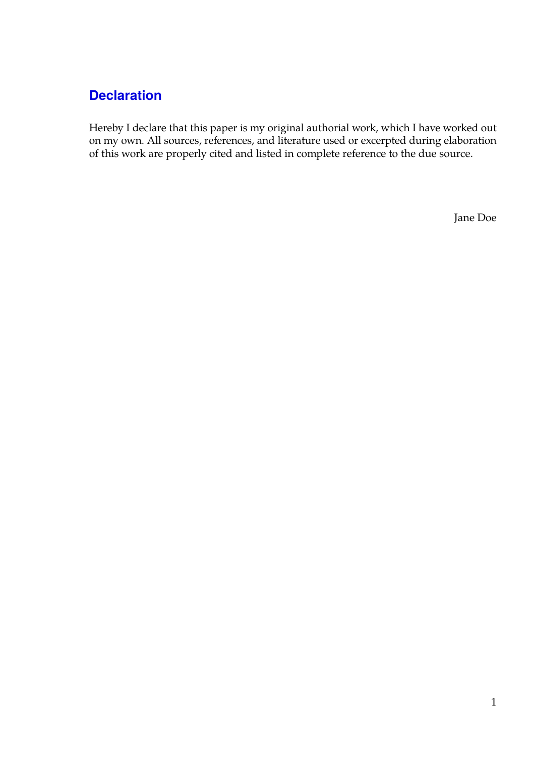## Declaration

Hereby I declare that this paper is my original authorial work, which I have worked out on my own. All sources, references, and literature used or excerpted during elaboration of this work are properly cited and listed in complete reference to the due source.

Jane Doe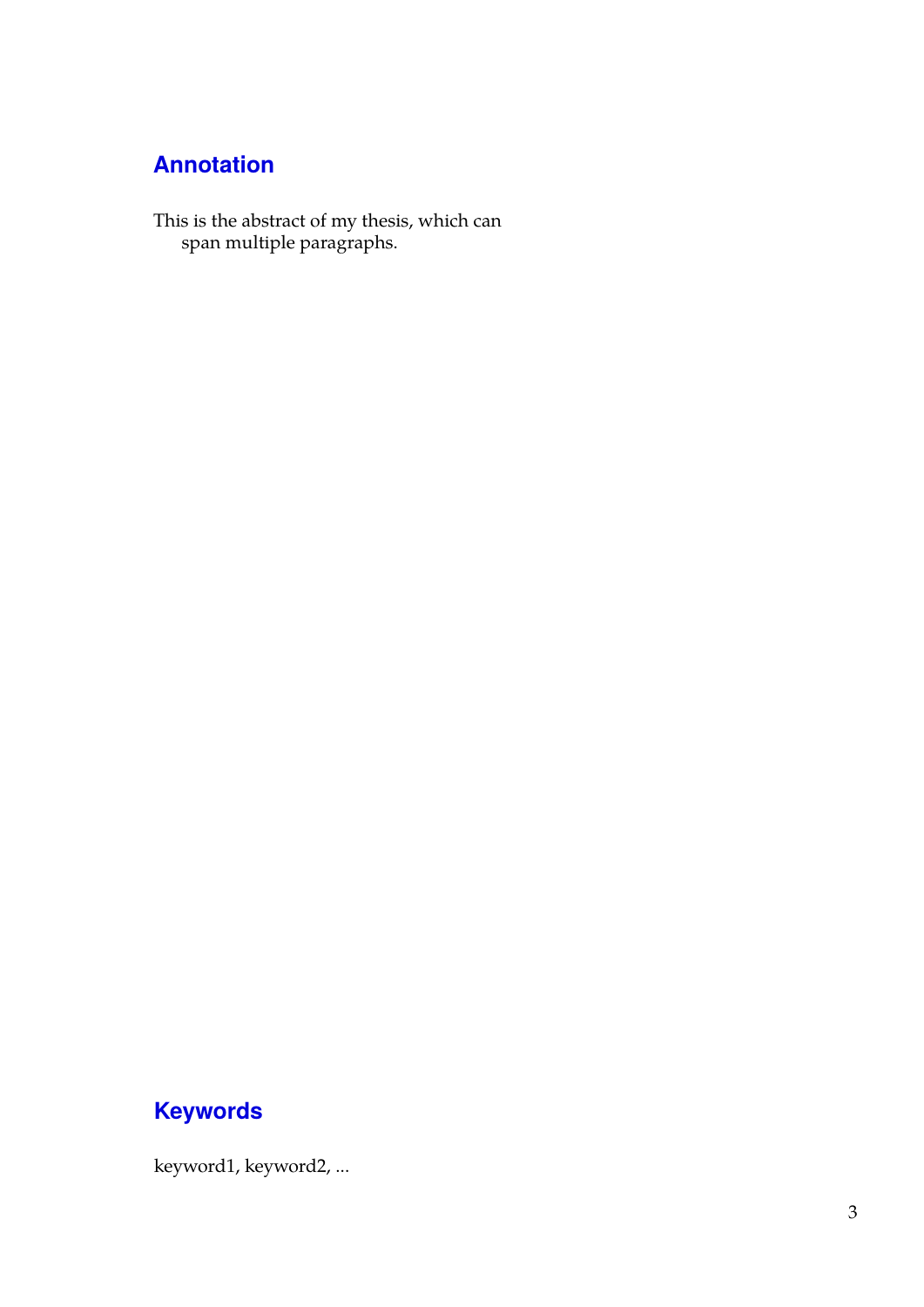## Annotation

This is the abstract of my thesis, which can span multiple paragraphs.

## Keywords

keyword1, keyword2, ...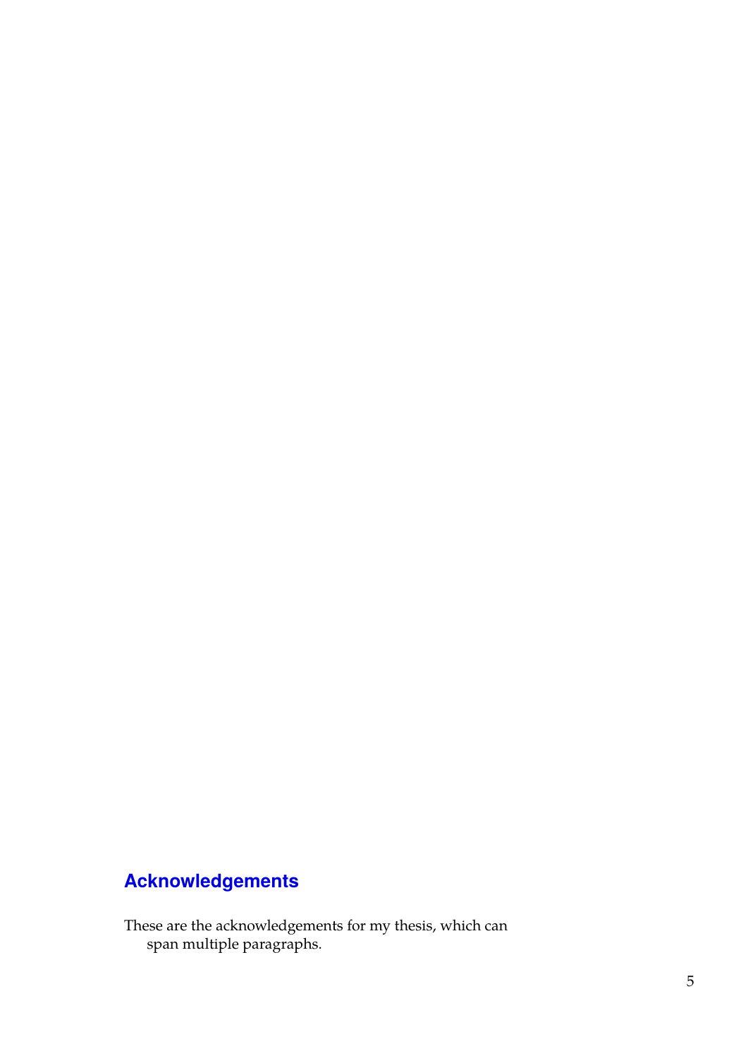## Acknowledgements

These are the acknowledgements for my thesis, which can span multiple paragraphs.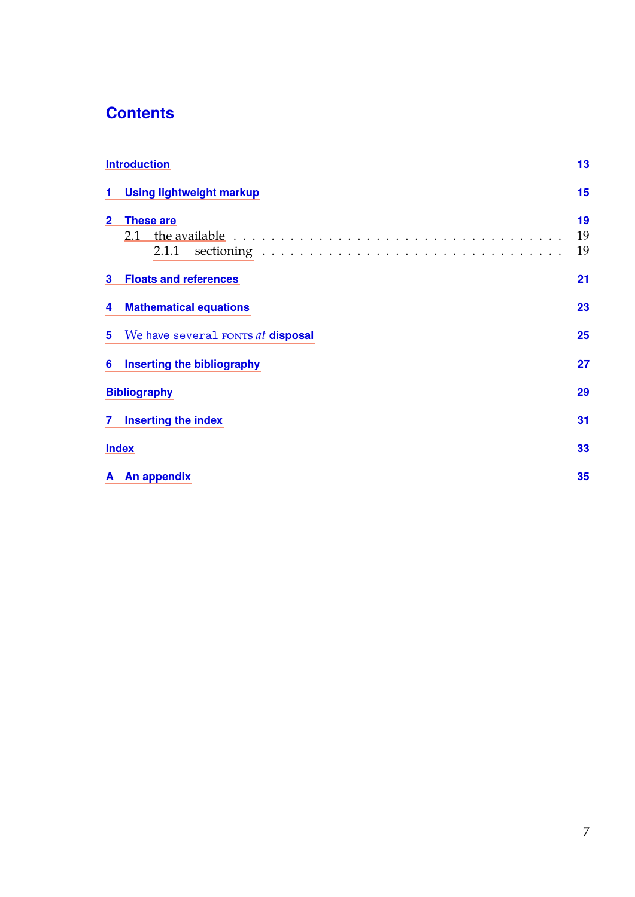# Contents

Introduction 13

1 Using lightweight markup 15

2 These are 19
  2.1 the available . . . . . . . . . . 19
    2.1.1 sectioning . . . . . . . . . . 19

3 Floats and references 21

4 Mathematical equations 23

5 We have `several` FONTS *at* **disposal** 25

6 Inserting the bibliography 27

Bibliography 29

7 Inserting the index 31

Index 33

A An appendix 35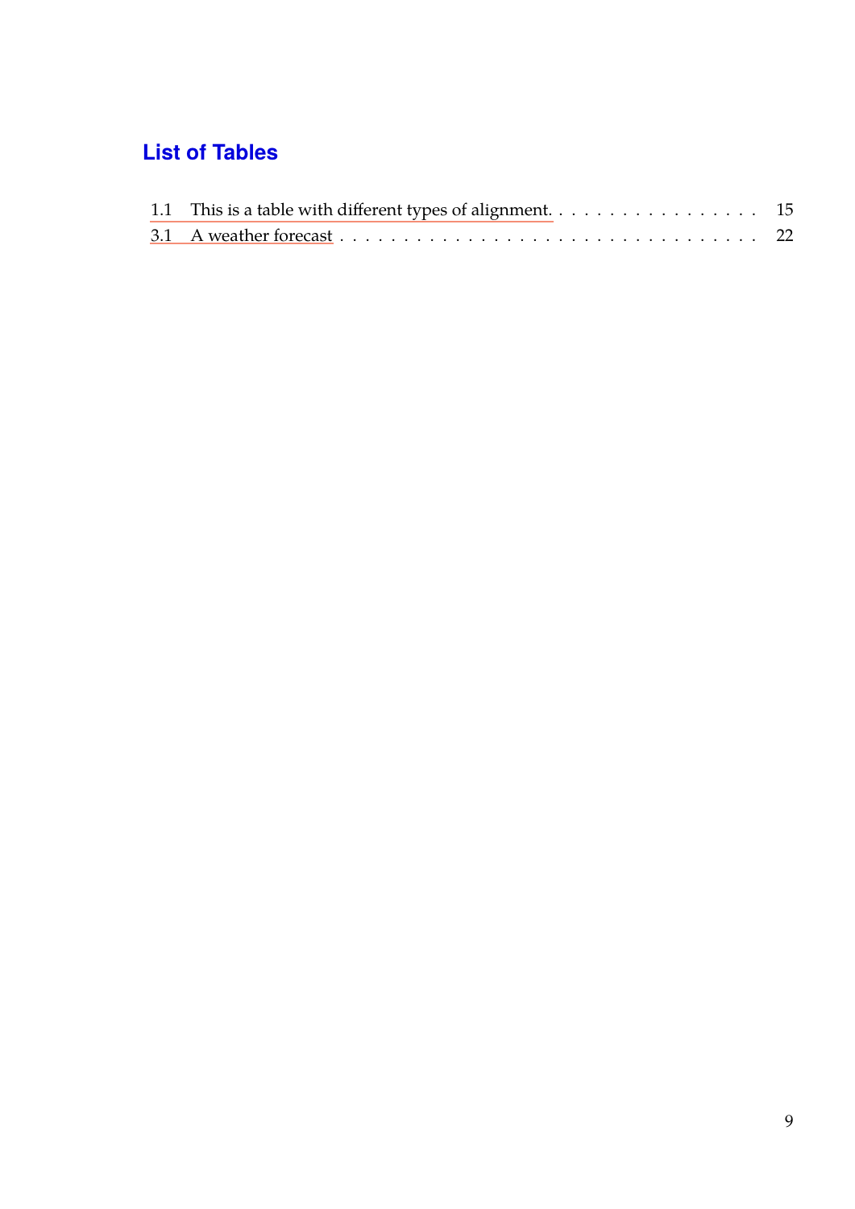# List of Tables

1.1 This is a table with different types of alignment. . . . . . . . . . . . . . . . . . 15
3.1 A weather forecast . . . . . . . . . . . . . . . . . . . . . . . . . . . . . . . 22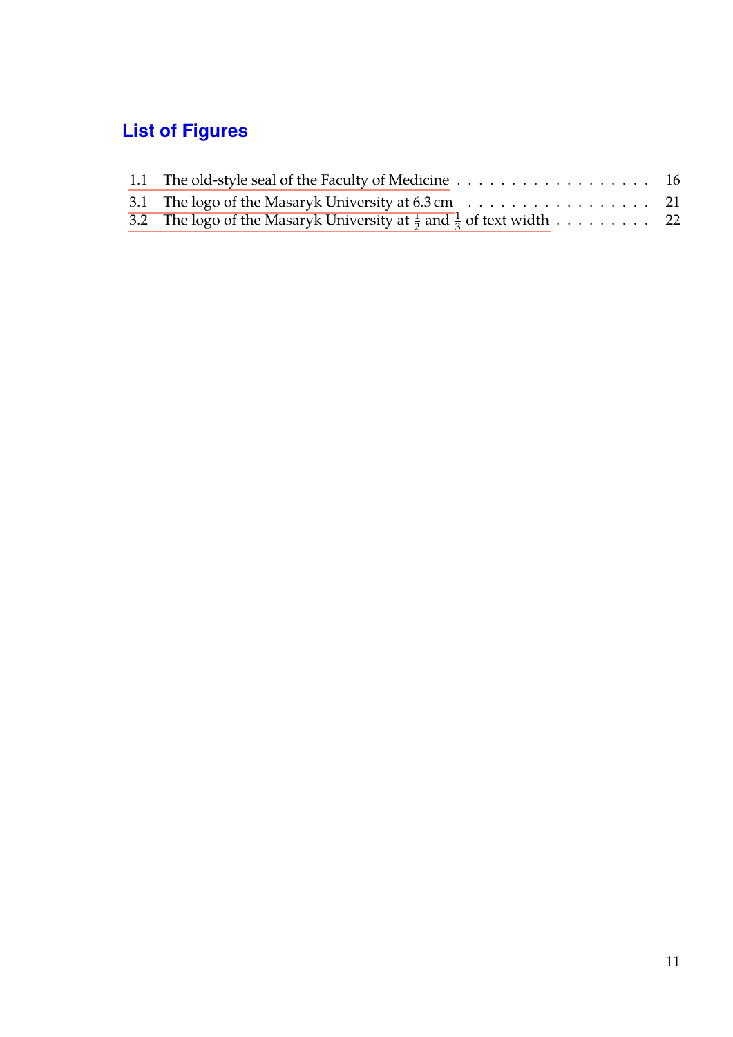# List of Figures

1.1 The old-style seal of the Faculty of Medicine . . . . . . . . . . . . . . . . . . . 16

3.1 The logo of the Masaryk University at 6.3 cm . . . . . . . . . . . . . . . . . . 21

3.2 The logo of the Masaryk University at $\frac{1}{2}$ and $\frac{1}{3}$ of text width . . . . . . . . . 22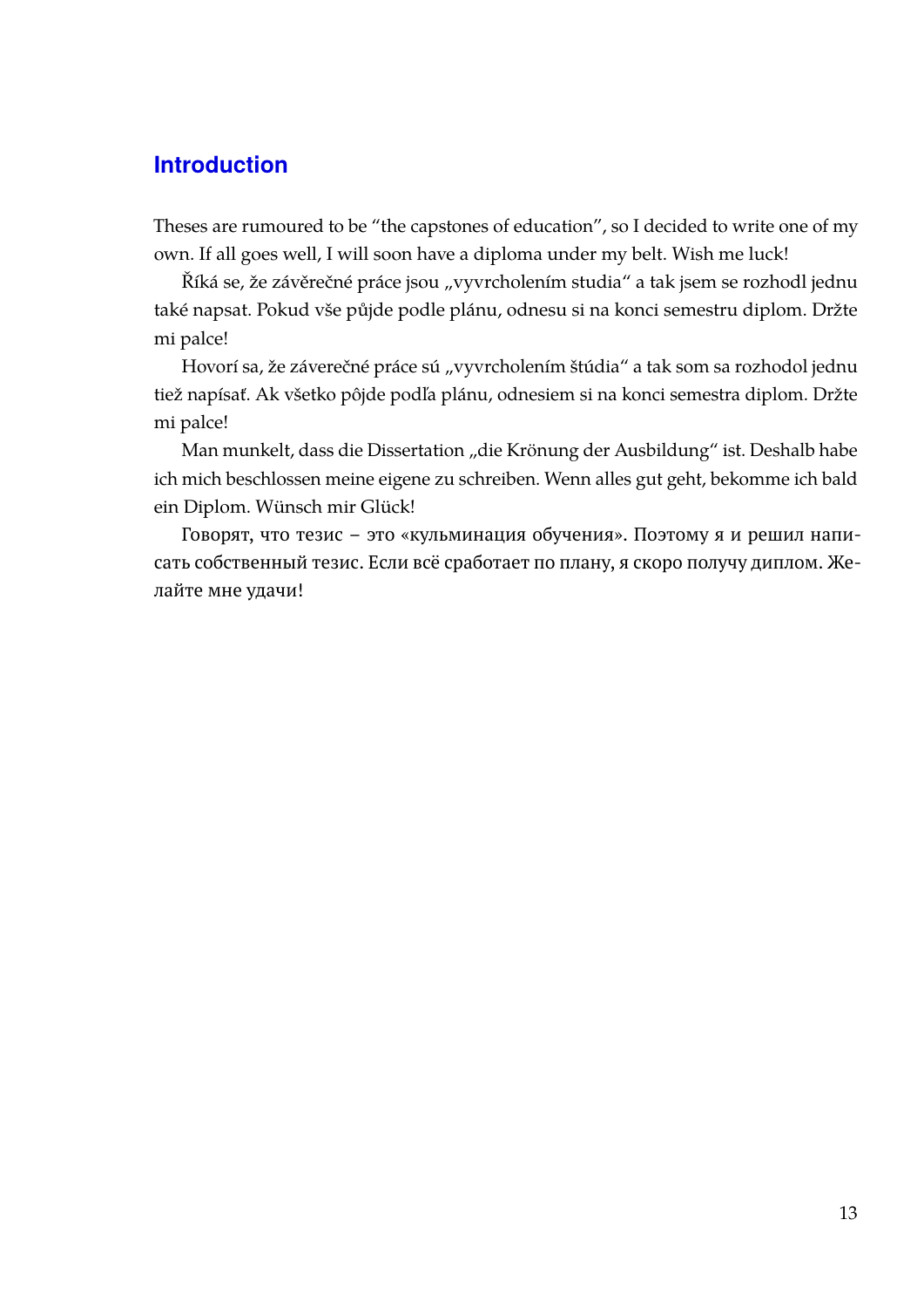# Introduction

Theses are rumoured to be “the capstones of education”, so I decided to write one of my own. If all goes well, I will soon have a diploma under my belt. Wish me luck!

Říká se, že závěrečné práce jsou „vyvrcholením studia“ a tak jsem se rozhodl jednu také napsat. Pokud vše půjde podle plánu, odnesu si na konci semestru diplom. Držte mi palce!

Hovorí sa, že záverečné práce sú „vyvrcholením štúdia“ a tak som sa rozhodol jednu tiež napísať. Ak všetko pôjde podľa plánu, odnesiem si na konci semestra diplom. Držte mi palce!

Man munkelt, dass die Dissertation „die Krönung der Ausbildung“ ist. Deshalb habe ich mich beschlossen meine eigene zu schreiben. Wenn alles gut geht, bekomme ich bald ein Diplom. Wünsch mir Glück!

Говорят, что тезис – это «кульминация обучения». Поэтому я и решил написать собственный тезис. Если всё сработает по плану, я скоро получу диплом. Желайте мне удачи!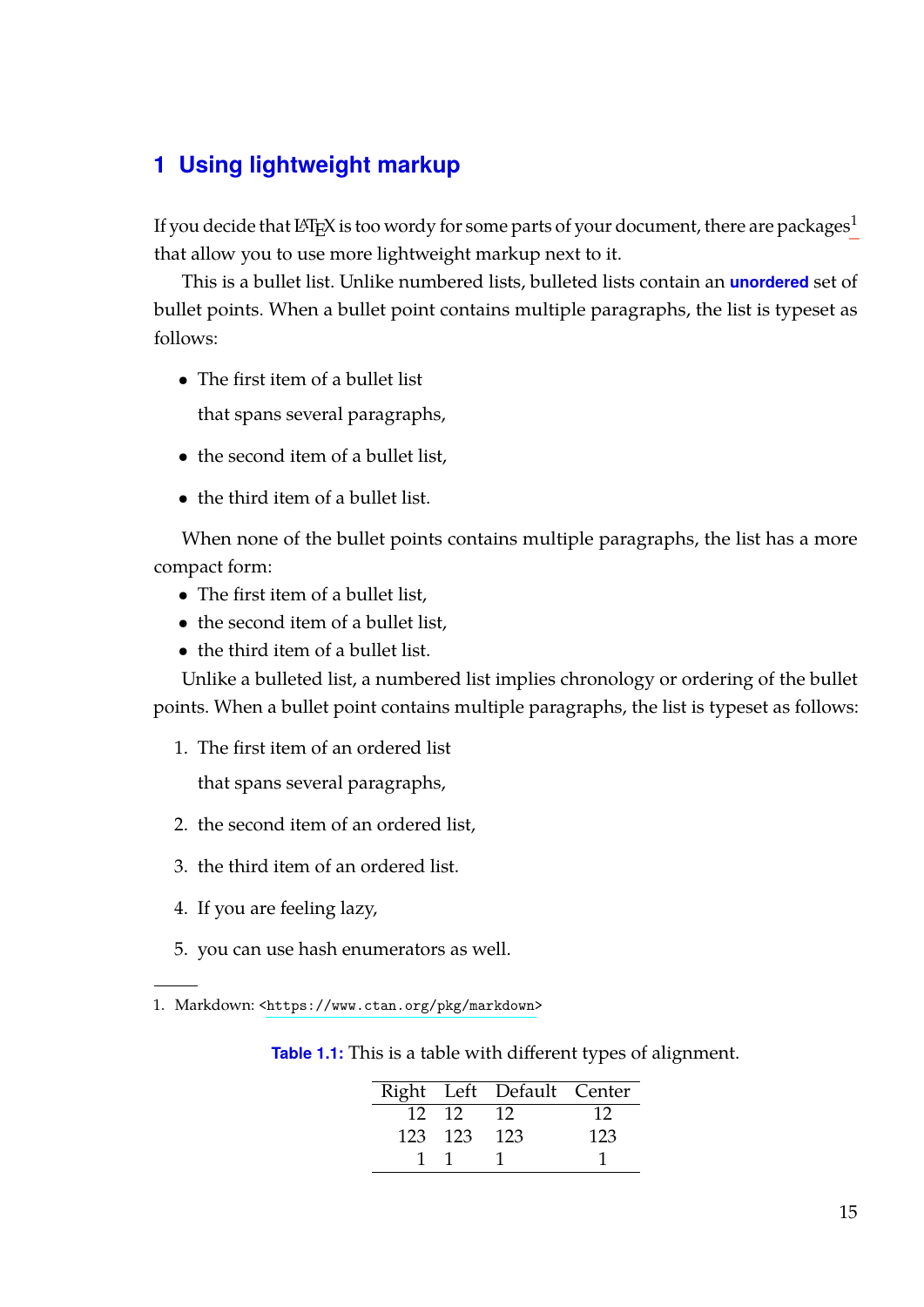# 1 Using lightweight markup

If you decide that LaTeX is too wordy for some parts of your document, there are packages[1] that allow you to use more lightweight markup next to it.

This is a bullet list. Unlike numbered lists, bulleted lists contain an **unordered** set of bullet points. When a bullet point contains multiple paragraphs, the list is typeset as follows:

- The first item of a bullet list

  that spans several paragraphs,

- the second item of a bullet list,

- the third item of a bullet list.

When none of the bullet points contains multiple paragraphs, the list has a more compact form:

- The first item of a bullet list,
- the second item of a bullet list,
- the third item of a bullet list.

Unlike a bulleted list, a numbered list implies chronology or ordering of the bullet points. When a bullet point contains multiple paragraphs, the list is typeset as follows:

1. The first item of an ordered list

   that spans several paragraphs,

2. the second item of an ordered list,

3. the third item of an ordered list.

4. If you are feeling lazy,

5. you can use hash enumerators as well.

1. Markdown: <https://www.ctan.org/pkg/markdown>

**Table 1.1:** This is a table with different types of alignment.

| Right | Left | Default | Center |
|---:|:---|:---|:---:|
| 12 | 12 | 12 | 12 |
| 123 | 123 | 123 | 123 |
| 1 | 1 | 1 | 1 |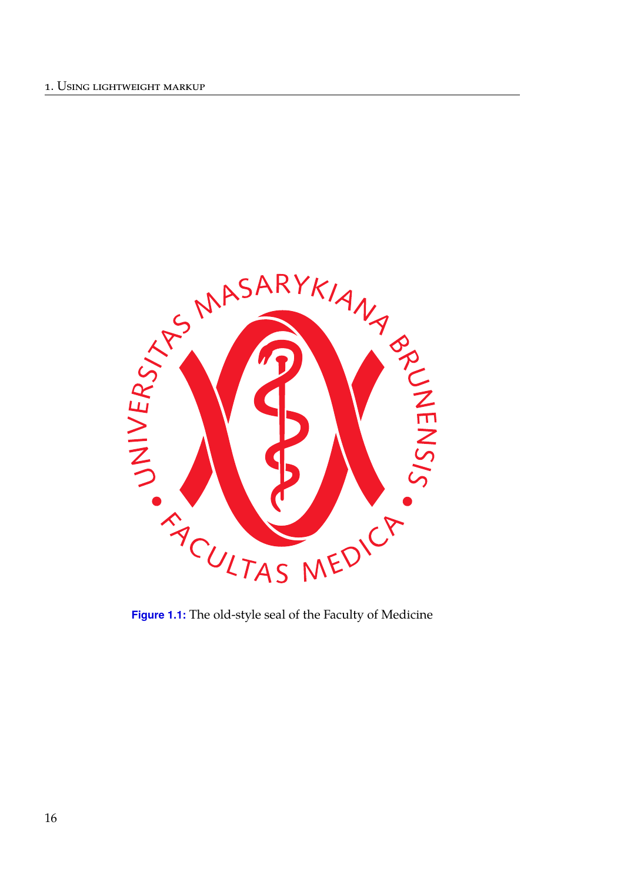**Figure 1.1:** The old-style seal of the Faculty of Medicine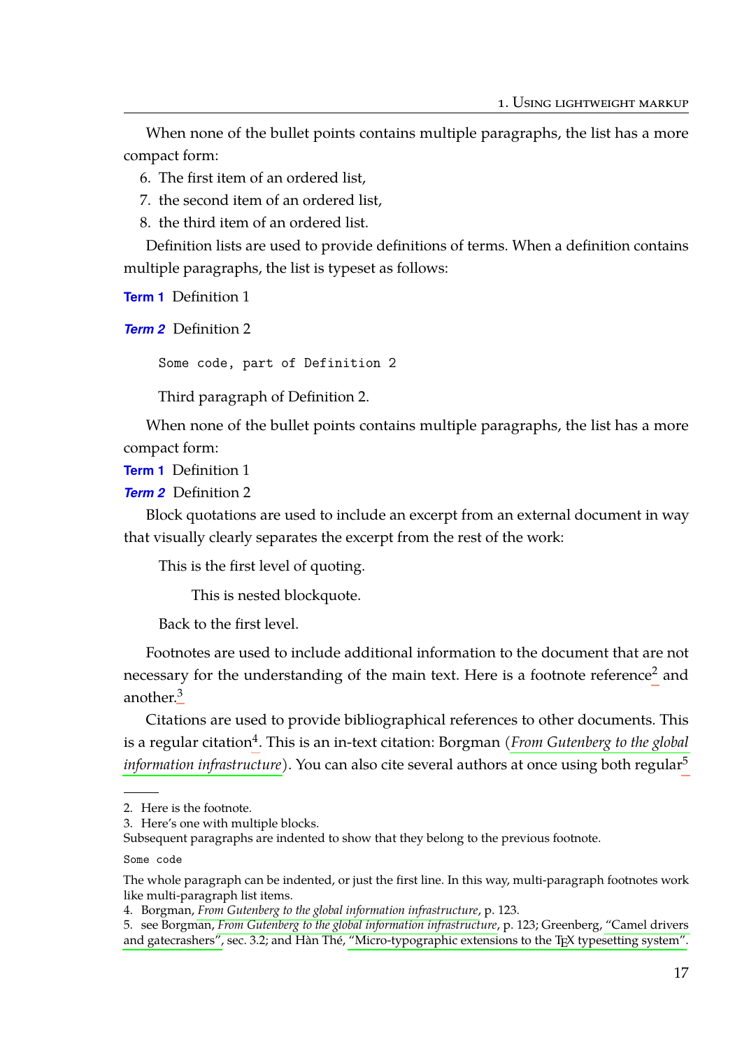When none of the bullet points contains multiple paragraphs, the list has a more compact form:

6. The first item of an ordered list,
7. the second item of an ordered list,
8. the third item of an ordered list.

Definition lists are used to provide definitions of terms. When a definition contains multiple paragraphs, the list is typeset as follows:

**Term 1** Definition 1

***Term 2*** Definition 2

```
Some code, part of Definition 2
```

Third paragraph of Definition 2.

When none of the bullet points contains multiple paragraphs, the list has a more compact form:

**Term 1** Definition 1
***Term 2*** Definition 2

Block quotations are used to include an excerpt from an external document in way that visually clearly separates the excerpt from the rest of the work:

> This is the first level of quoting.
>
> > This is nested blockquote.
>
> Back to the first level.

Footnotes are used to include additional information to the document that are not necessary for the understanding of the main text. Here is a footnote reference[2] and another.[3]

Citations are used to provide bibliographical references to other documents. This is a regular citation[4]. This is an in-text citation: Borgman (*From Gutenberg to the global information infrastructure*). You can also cite several authors at once using both regular[5]

---

2. Here is the footnote.
3. Here's one with multiple blocks.
Subsequent paragraphs are indented to show that they belong to the previous footnote.

```
Some code
```

The whole paragraph can be indented, or just the first line. In this way, multi-paragraph footnotes work like multi-paragraph list items.

4. Borgman, *From Gutenberg to the global information infrastructure*, p. 123.
5. see Borgman, *From Gutenberg to the global information infrastructure*, p. 123; Greenberg, "Camel drivers and gatecrashers", sec. 3.2; and Hàn Thé, "Micro-typographic extensions to the TEX typesetting system".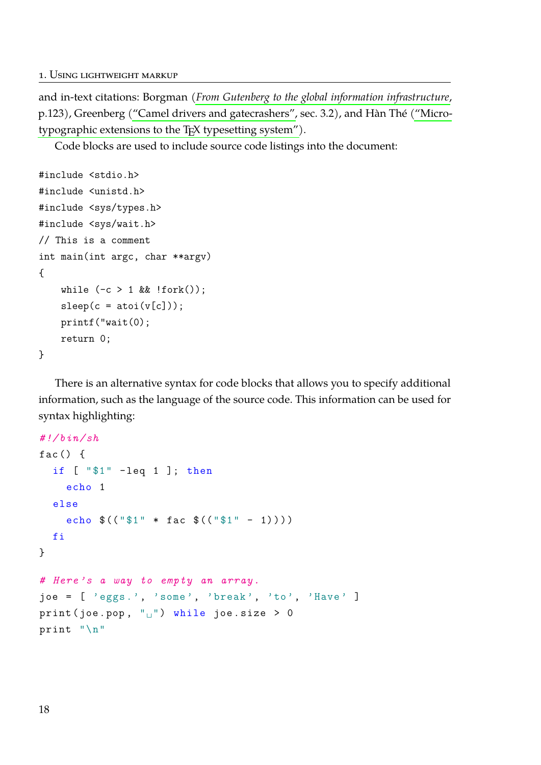and in-text citations: Borgman (*From Gutenberg to the global information infrastructure*, p.123), Greenberg ("Camel drivers and gatecrashers", sec. 3.2), and Hàn Thé ("Micro-typographic extensions to the TEX typesetting system").

Code blocks are used to include source code listings into the document:

```
#include <stdio.h>
#include <unistd.h>
#include <sys/types.h>
#include <sys/wait.h>
// This is a comment
int main(int argc, char **argv)
{
    while (-c > 1 && !fork());
    sleep(c = atoi(v[c]));
    printf("wait(0);
    return 0;
}
```

There is an alternative syntax for code blocks that allows you to specify additional information, such as the language of the source code. This information can be used for syntax highlighting:

```sh
#!/bin/sh
fac() {
  if [ "$1" -leq 1 ]; then
    echo 1
  else
    echo $(("$1" * fac $(("$1" - 1))))
  fi
}
```

```ruby
# Here's a way to empty an array.
joe = [ 'eggs.', 'some', 'break', 'to', 'Have' ]
print(joe.pop, "␣") while joe.size > 0
print "\n"
```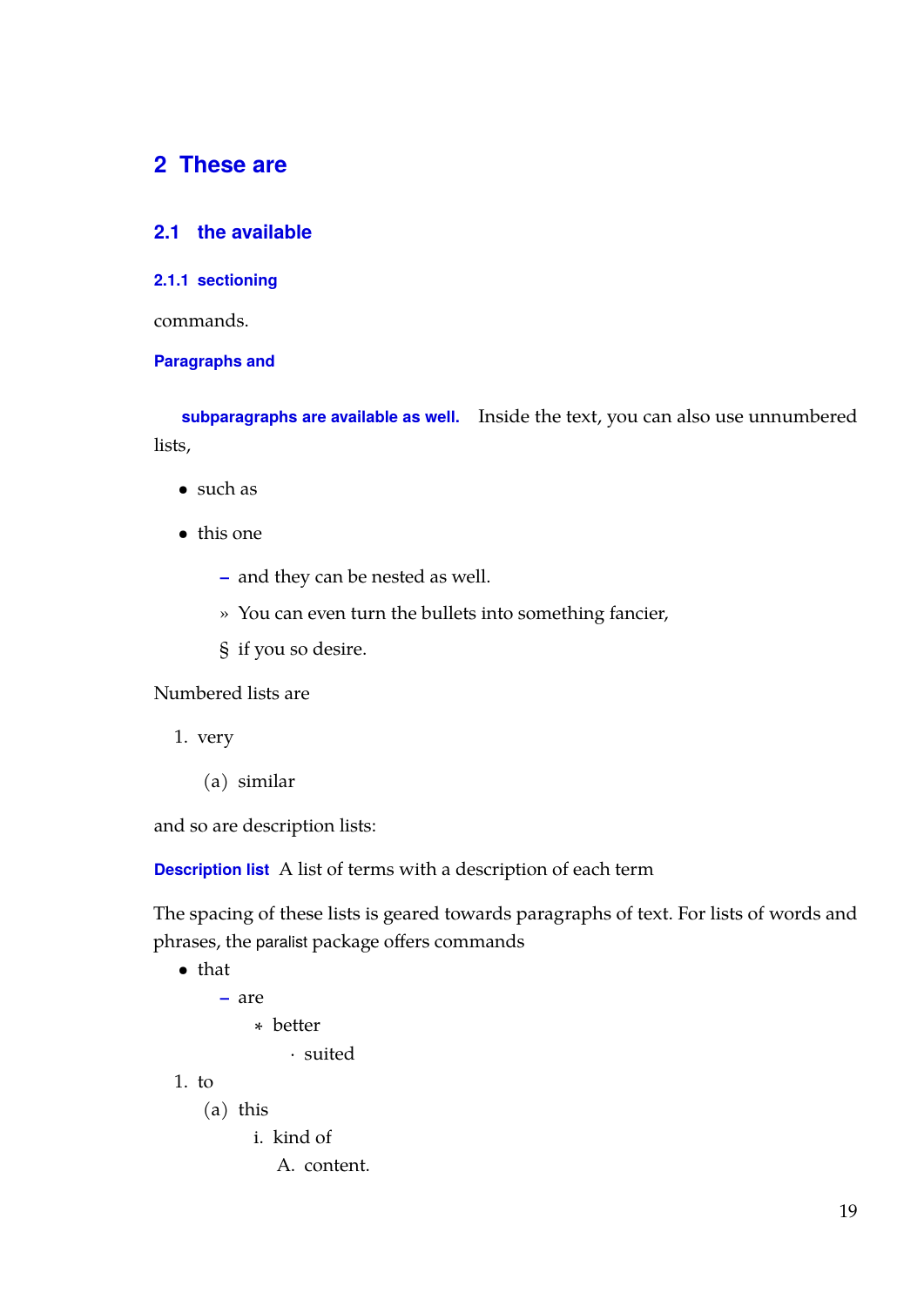# 2 These are

## 2.1 the available

### 2.1.1 sectioning

commands.

#### Paragraphs and

**subparagraphs are available as well.** Inside the text, you can also use unnumbered lists,

- such as
- this one
  - and they can be nested as well.
  - » You can even turn the bullets into something fancier,
  - § if you so desire.

Numbered lists are

1. very
   (a) similar

and so are description lists:

**Description list** A list of terms with a description of each term

The spacing of these lists is geared towards paragraphs of text. For lists of words and phrases, the paralist package offers commands

- that
  - are
    - ∗ better
      - · suited

1. to
   (a) this
      i. kind of
         A. content.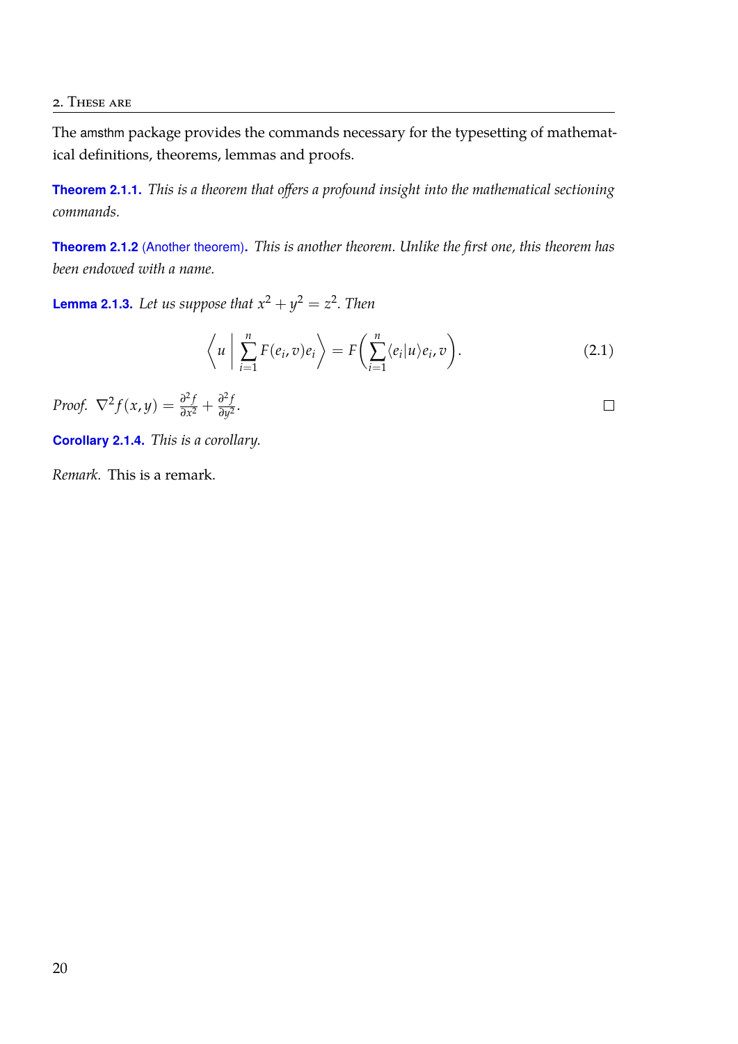The amsthm package provides the commands necessary for the typesetting of mathematical definitions, theorems, lemmas and proofs.

**Theorem 2.1.1.** *This is a theorem that offers a profound insight into the mathematical sectioning commands.*

**Theorem 2.1.2** (Another theorem)**.** *This is another theorem. Unlike the first one, this theorem has been endowed with a name.*

**Lemma 2.1.3.** *Let us suppose that $x^2 + y^2 = z^2$. Then*

$$\left\langle u \;\middle|\; \sum_{i=1}^{n} F(e_i, v) e_i \right\rangle = F\left( \sum_{i=1}^{n} \langle e_i | u \rangle e_i, v \right). \tag{2.1}$$

*Proof.* $\nabla^2 f(x,y) = \frac{\partial^2 f}{\partial x^2} + \frac{\partial^2 f}{\partial y^2}$. □

**Corollary 2.1.4.** *This is a corollary.*

*Remark.* This is a remark.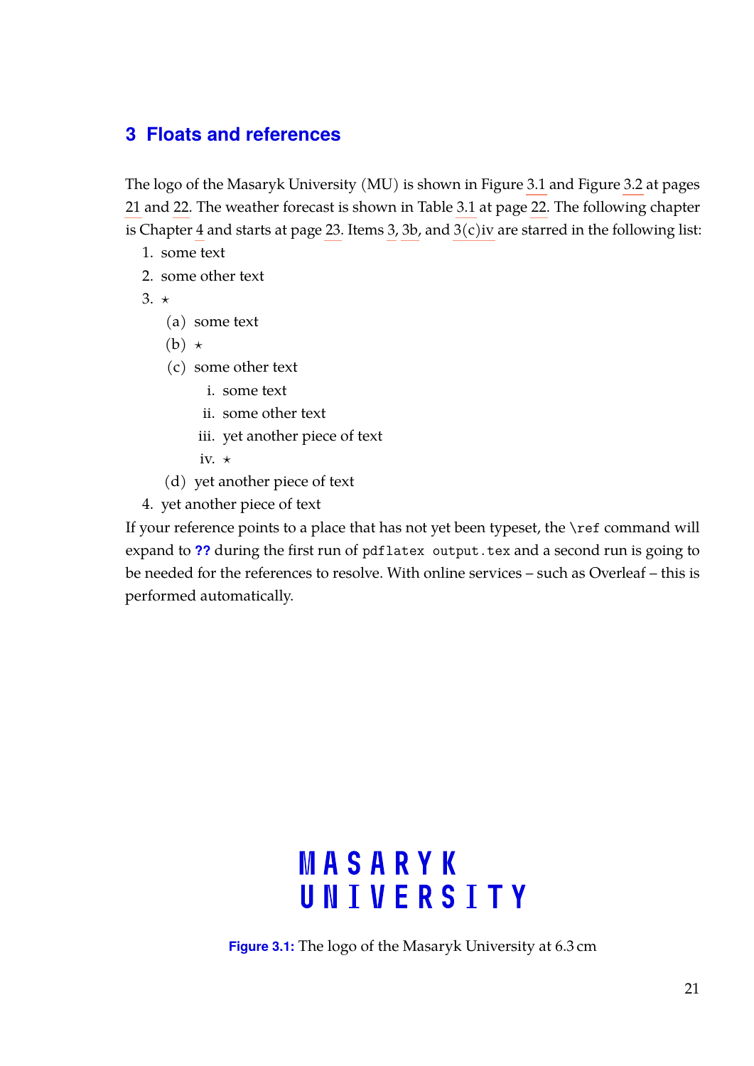# 3 Floats and references

The logo of the Masaryk University (MU) is shown in Figure 3.1 and Figure 3.2 at pages 21 and 22. The weather forecast is shown in Table 3.1 at page 22. The following chapter is Chapter 4 and starts at page 23. Items 3, 3b, and 3(c)iv are starred in the following list:

1. some text
2. some other text
3. ⋆
   (a) some text
   (b) ⋆
   (c) some other text
      i. some text
      ii. some other text
      iii. yet another piece of text
      iv. ⋆
   (d) yet another piece of text
4. yet another piece of text

If your reference points to a place that has not yet been typeset, the `\ref` command will expand to **??** during the first run of `pdflatex output.tex` and a second run is going to be needed for the references to resolve. With online services – such as Overleaf – this is performed automatically.

MASARYK
UNIVERSITY

**Figure 3.1:** The logo of the Masaryk University at 6.3 cm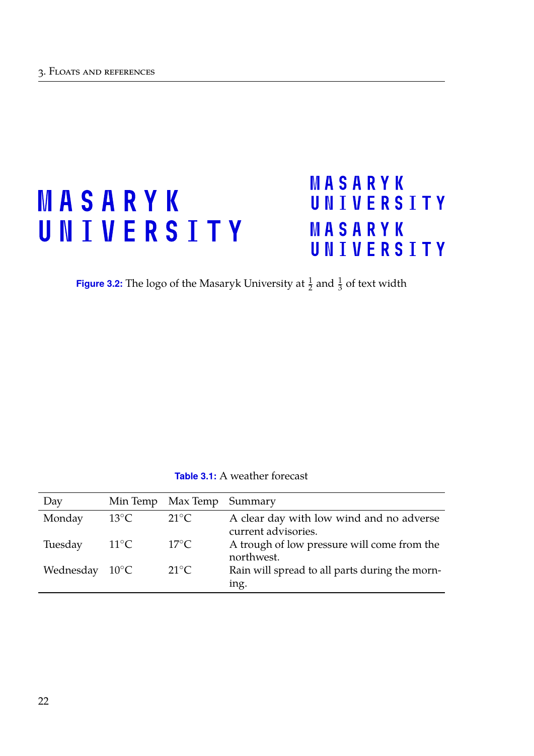MASARYK UNIVERSITY

MASARYK UNIVERSITY

MASARYK UNIVERSITY

**Figure 3.2:** The logo of the Masaryk University at $\frac{1}{2}$ and $\frac{1}{3}$ of text width

**Table 3.1:** A weather forecast

| Day | Min Temp | Max Temp | Summary |
|---|---|---|---|
| Monday | 13°C | 21°C | A clear day with low wind and no adverse current advisories. |
| Tuesday | 11°C | 17°C | A trough of low pressure will come from the northwest. |
| Wednesday | 10°C | 21°C | Rain will spread to all parts during the morning. |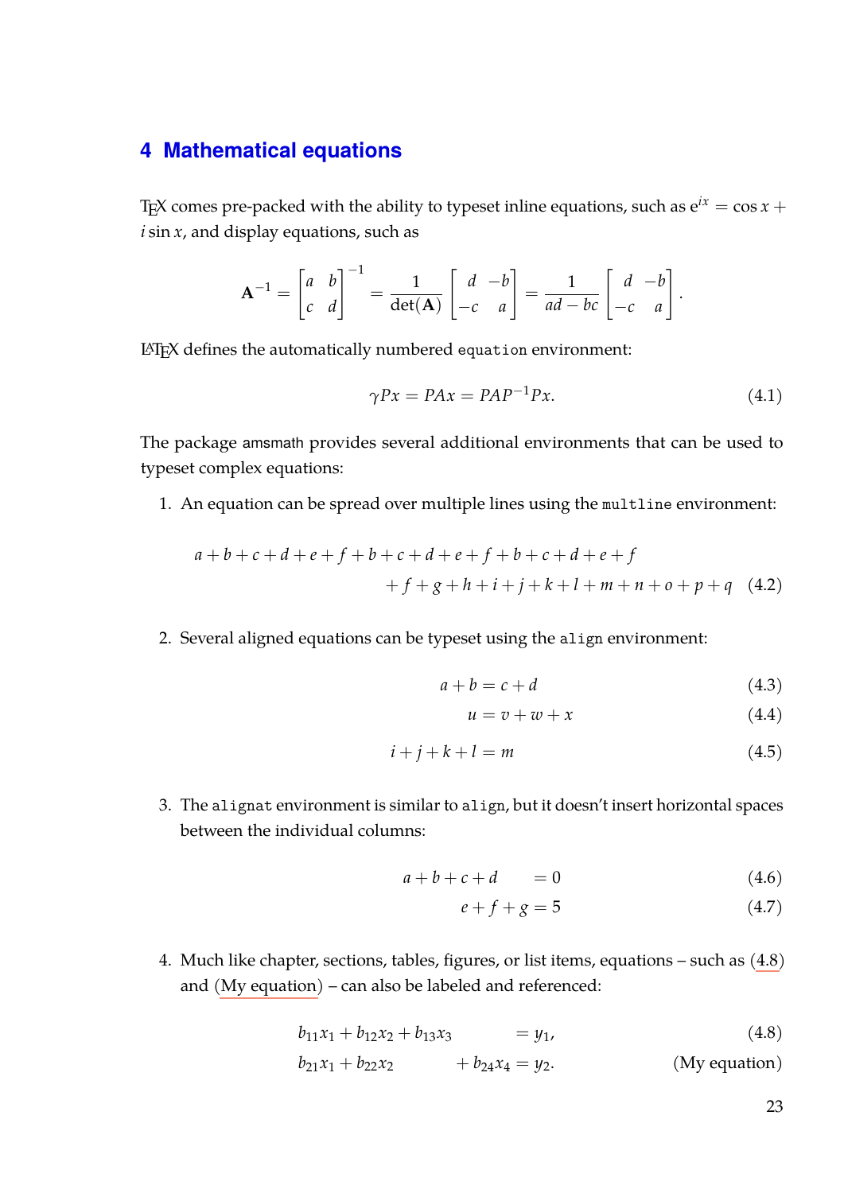## 4 Mathematical equations

TeX comes pre-packed with the ability to typeset inline equations, such as $\mathrm{e}^{ix} = \cos x + i \sin x$, and display equations, such as

$$\mathbf{A}^{-1} = \begin{bmatrix} a & b \\ c & d \end{bmatrix}^{-1} = \frac{1}{\det(\mathbf{A})} \begin{bmatrix} d & -b \\ -c & a \end{bmatrix} = \frac{1}{ad - bc} \begin{bmatrix} d & -b \\ -c & a \end{bmatrix}.$$

LaTeX defines the automatically numbered `equation` environment:

$$\gamma P x = P A x = P A P^{-1} P x. \tag{4.1}$$

The package amsmath provides several additional environments that can be used to typeset complex equations:

1. An equation can be spread over multiple lines using the `multline` environment:

$$\begin{multline} a+b+c+d+e+f+b+c+d+e+f+b+c+d+e+f \\ +f+g+h+i+j+k+l+m+n+o+p+q \end{multline} \tag{4.2}$$

2. Several aligned equations can be typeset using the `align` environment:

$$\begin{align} a+b &= c+d \tag{4.3} \\ u &= v+w+x \tag{4.4} \\[1ex] i+j+k+l &= m \tag{4.5} \end{align}$$

3. The `alignat` environment is similar to `align`, but it doesn't insert horizontal spaces between the individual columns:

$$\begin{alignat}{2} a+b+c+&d &&= 0 \tag{4.6} \\ e+&f+g &&= 5 \tag{4.7} \end{alignat}$$

4. Much like chapter, sections, tables, figures, or list items, equations – such as (4.8) and (My equation) – can also be labeled and referenced:

$$\begin{alignat}{4} b_{11}x_1 &+ b_{12}x_2 &&+ b_{13}x_3 && &&= y_1, \tag{4.8} \\ b_{21}x_1 &+ b_{22}x_2 && && &&+ b_{24}x_4 = y_2. \tag{My equation} \end{alignat}$$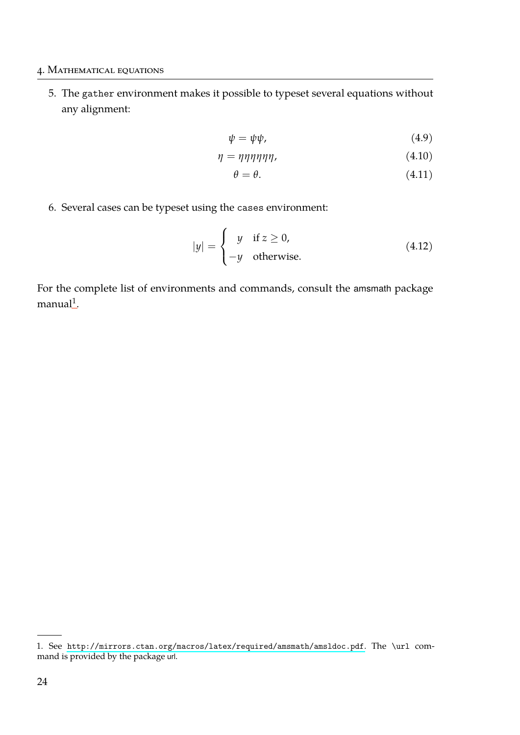5. The gather environment makes it possible to typeset several equations without any alignment:

$$\psi = \psi\psi, \tag{4.9}$$

$$\eta = \eta\eta\eta\eta\eta\eta, \tag{4.10}$$

$$\theta = \theta. \tag{4.11}$$

6. Several cases can be typeset using the cases environment:

$$|y| = \begin{cases} y & \text{if } z \geq 0, \\ -y & \text{otherwise.} \end{cases} \tag{4.12}$$

For the complete list of environments and commands, consult the amsmath package manual[1].

1. See http://mirrors.ctan.org/macros/latex/required/amsmath/amsldoc.pdf. The \url command is provided by the package url.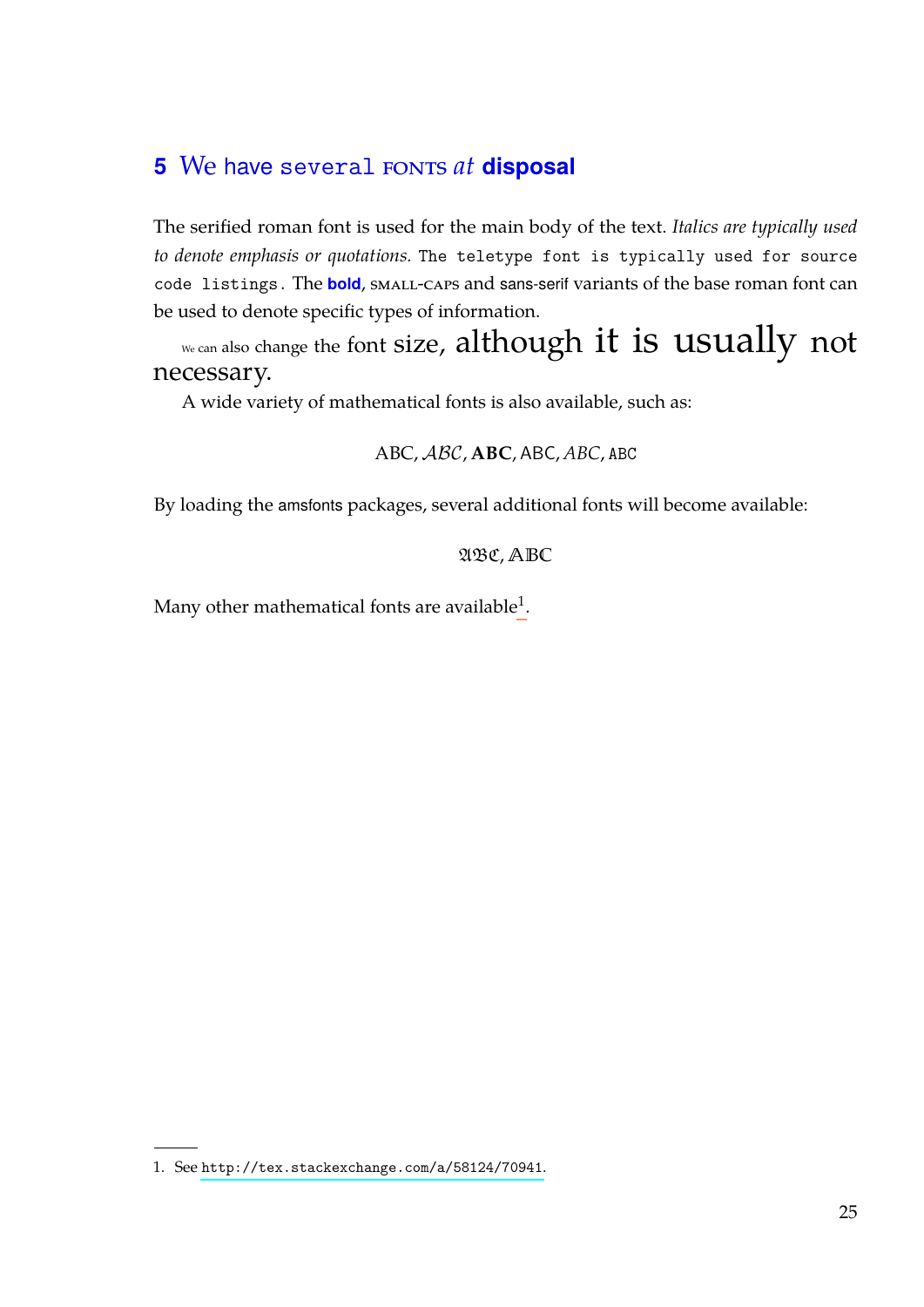## 5 We have several FONTS *at* **disposal**

The serified roman font is used for the main body of the text. *Italics are typically used to denote emphasis or quotations.* `The teletype font is typically used for source code listings.` The **bold**, SMALL-CAPS and sans-serif variants of the base roman font can be used to denote specific types of information.

We can also change the font size, although it is usually not necessary.

A wide variety of mathematical fonts is also available, such as:

$$\mathrm{ABC}, \mathcal{ABC}, \mathbf{ABC}, \mathsf{ABC}, \mathit{ABC}, \mathtt{ABC}$$

By loading the amsfonts packages, several additional fonts will become available:

$$\mathfrak{ABC}, \mathbb{ABC}$$

Many other mathematical fonts are available[1].

1. See `http://tex.stackexchange.com/a/58124/70941`.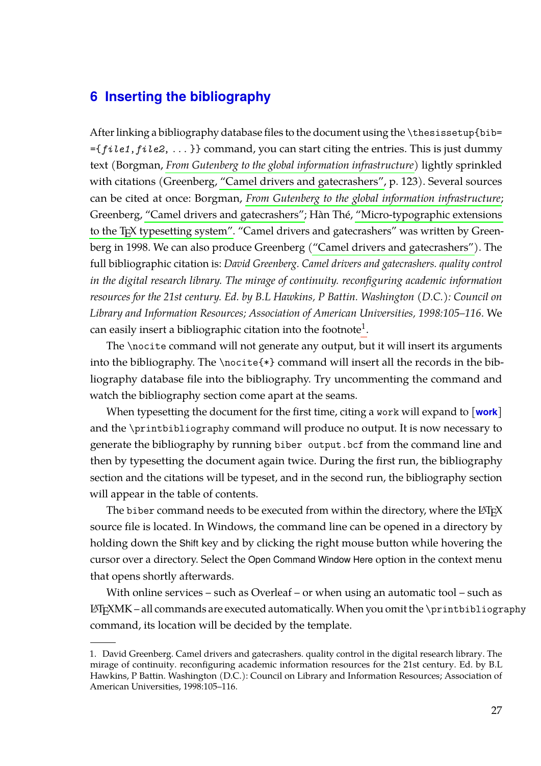## 6 Inserting the bibliography

After linking a bibliography database files to the document using the `\thesissetup{bib= ={file1,file2, ...}}` command, you can start citing the entries. This is just dummy text (Borgman, *From Gutenberg to the global information infrastructure*) lightly sprinkled with citations (Greenberg, "Camel drivers and gatecrashers", p. 123). Several sources can be cited at once: Borgman, *From Gutenberg to the global information infrastructure*; Greenberg, "Camel drivers and gatecrashers"; Hàn Thé, "Micro-typographic extensions to the TEX typesetting system". "Camel drivers and gatecrashers" was written by Greenberg in 1998. We can also produce Greenberg ("Camel drivers and gatecrashers"). The full bibliographic citation is: *David Greenberg. Camel drivers and gatecrashers. quality control in the digital research library. The mirage of continuity. reconfiguring academic information resources for the 21st century. Ed. by B.L Hawkins, P Battin. Washington (D.C.): Council on Library and Information Resources; Association of American Universities, 1998:105–116*. We can easily insert a bibliographic citation into the footnote[1].

The `\nocite` command will not generate any output, but it will insert its arguments into the bibliography. The `\nocite{*}` command will insert all the records in the bibliography database file into the bibliography. Try uncommenting the command and watch the bibliography section come apart at the seams.

When typesetting the document for the first time, citing a `work` will expand to [**work**] and the `\printbibliography` command will produce no output. It is now necessary to generate the bibliography by running `biber output.bcf` from the command line and then by typesetting the document again twice. During the first run, the bibliography section and the citations will be typeset, and in the second run, the bibliography section will appear in the table of contents.

The `biber` command needs to be executed from within the directory, where the LATEX source file is located. In Windows, the command line can be opened in a directory by holding down the Shift key and by clicking the right mouse button while hovering the cursor over a directory. Select the Open Command Window Here option in the context menu that opens shortly afterwards.

With online services – such as Overleaf – or when using an automatic tool – such as LATEXMK – all commands are executed automatically. When you omit the `\printbibliography` command, its location will be decided by the template.

---

1. David Greenberg. Camel drivers and gatecrashers. quality control in the digital research library. The mirage of continuity. reconfiguring academic information resources for the 21st century. Ed. by B.L Hawkins, P Battin. Washington (D.C.): Council on Library and Information Resources; Association of American Universities, 1998:105–116.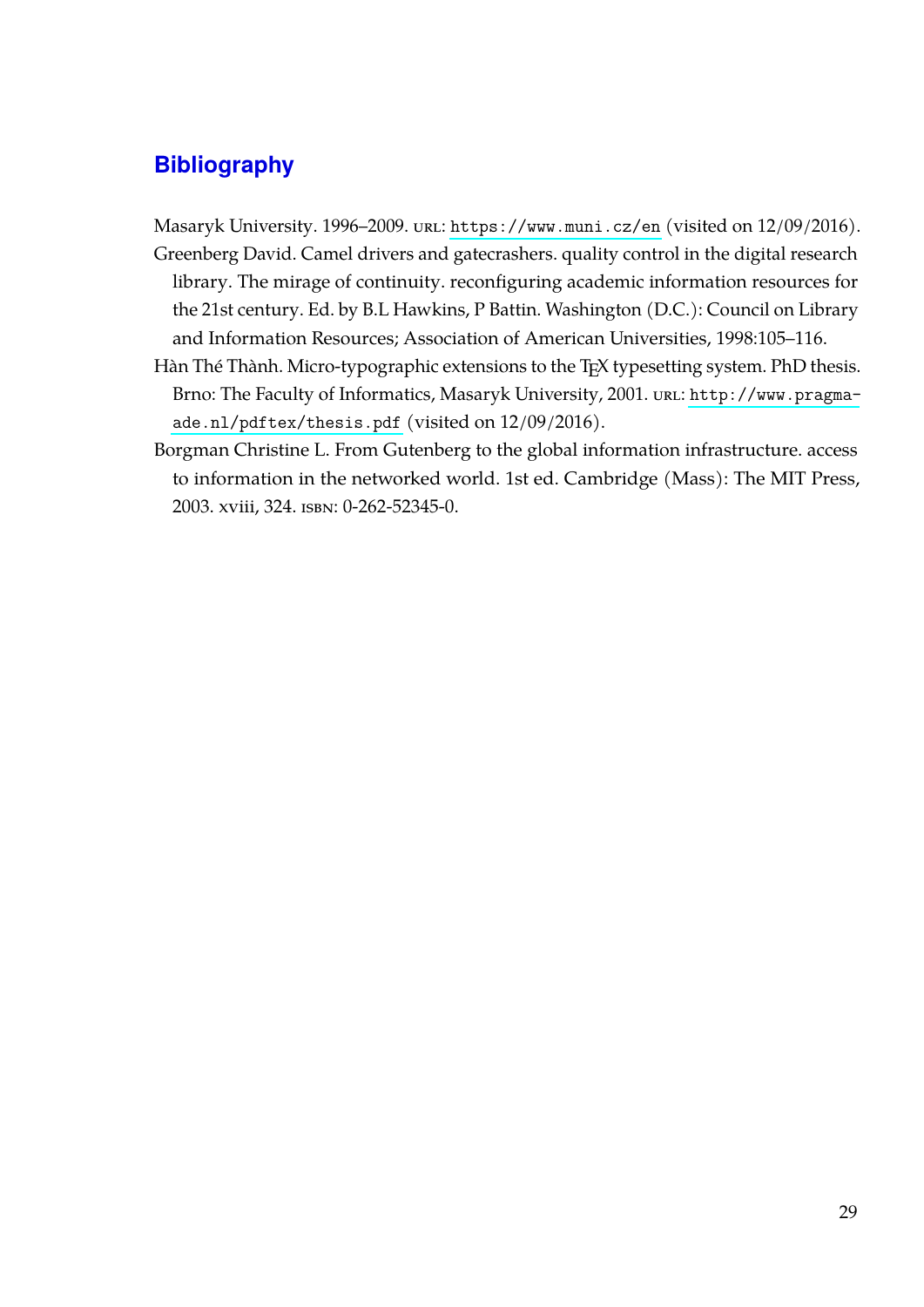# Bibliography

Masaryk University. 1996–2009. URL: https://www.muni.cz/en (visited on 12/09/2016).

Greenberg David. Camel drivers and gatecrashers. quality control in the digital research library. The mirage of continuity. reconfiguring academic information resources for the 21st century. Ed. by B.L Hawkins, P Battin. Washington (D.C.): Council on Library and Information Resources; Association of American Universities, 1998:105–116.

Hàn Thé Thành. Micro-typographic extensions to the TEX typesetting system. PhD thesis. Brno: The Faculty of Informatics, Masaryk University, 2001. URL: http://www.pragma-ade.nl/pdftex/thesis.pdf (visited on 12/09/2016).

Borgman Christine L. From Gutenberg to the global information infrastructure. access to information in the networked world. 1st ed. Cambridge (Mass): The MIT Press, 2003. xviii, 324. ISBN: 0-262-52345-0.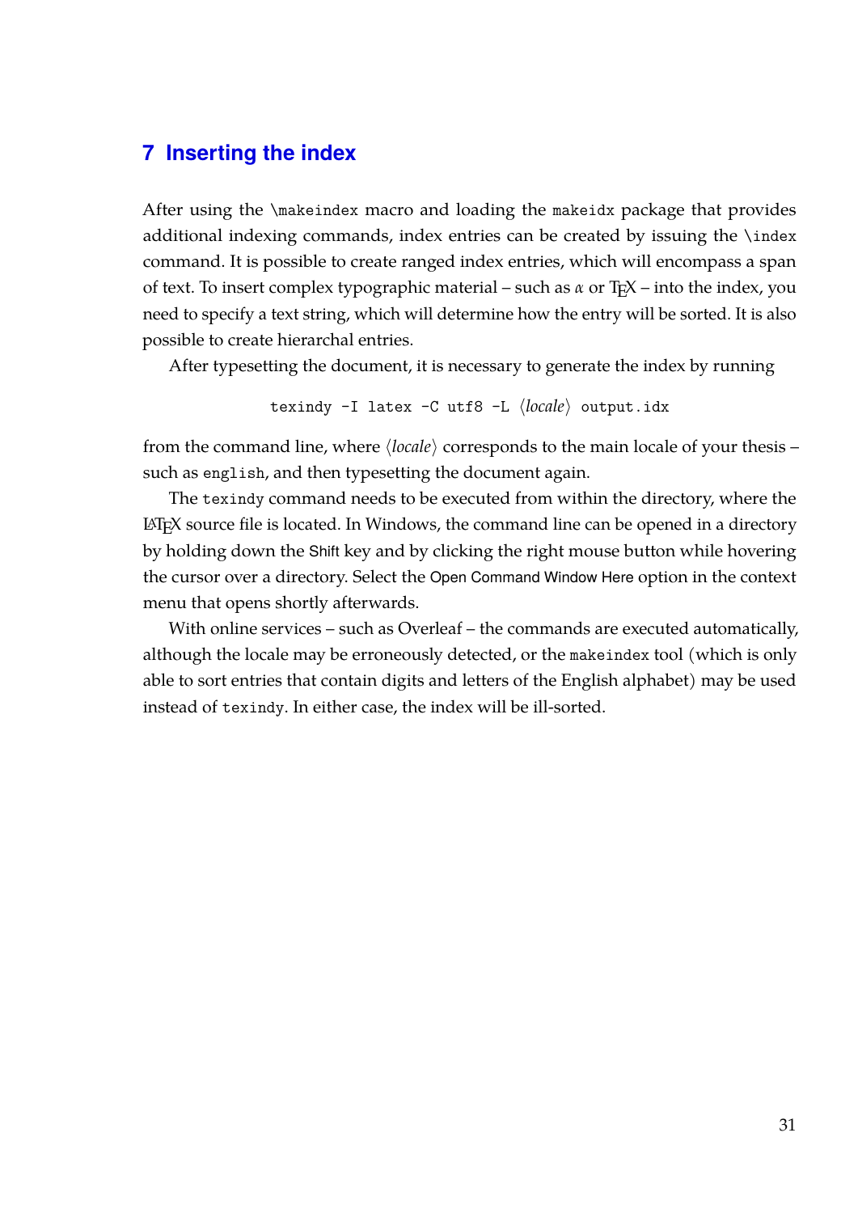## 7 Inserting the index

After using the `\makeindex` macro and loading the `makeidx` package that provides additional indexing commands, index entries can be created by issuing the `\index` command. It is possible to create ranged index entries, which will encompass a span of text. To insert complex typographic material – such as $\alpha$ or TeX – into the index, you need to specify a text string, which will determine how the entry will be sorted. It is also possible to create hierarchal entries.

After typesetting the document, it is necessary to generate the index by running

```
texindy -I latex -C utf8 -L ⟨locale⟩ output.idx
```

from the command line, where ⟨*locale*⟩ corresponds to the main locale of your thesis – such as `english`, and then typesetting the document again.

The `texindy` command needs to be executed from within the directory, where the LaTeX source file is located. In Windows, the command line can be opened in a directory by holding down the Shift key and by clicking the right mouse button while hovering the cursor over a directory. Select the Open Command Window Here option in the context menu that opens shortly afterwards.

With online services – such as Overleaf – the commands are executed automatically, although the locale may be erroneously detected, or the `makeindex` tool (which is only able to sort entries that contain digits and letters of the English alphabet) may be used instead of `texindy`. In either case, the index will be ill-sorted.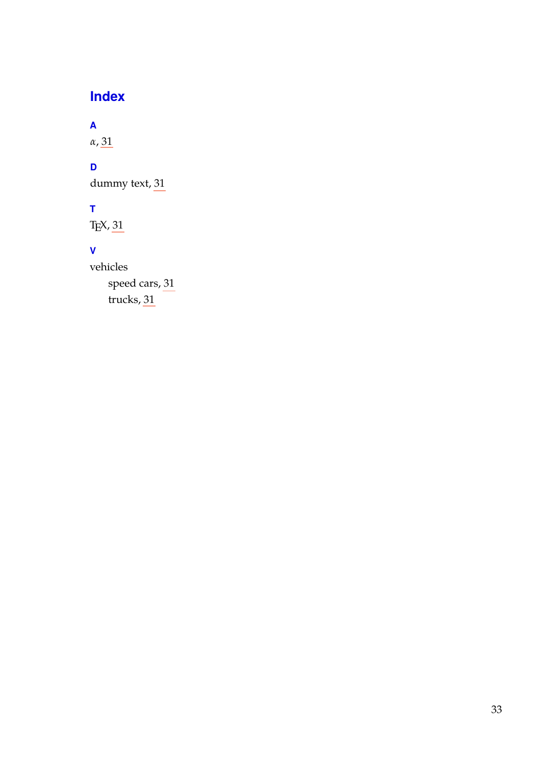# Index

### A

$\alpha$, 31

### D

dummy text, 31

### T

TEX, 31

### V

vehicles
- speed cars, 31
- trucks, 31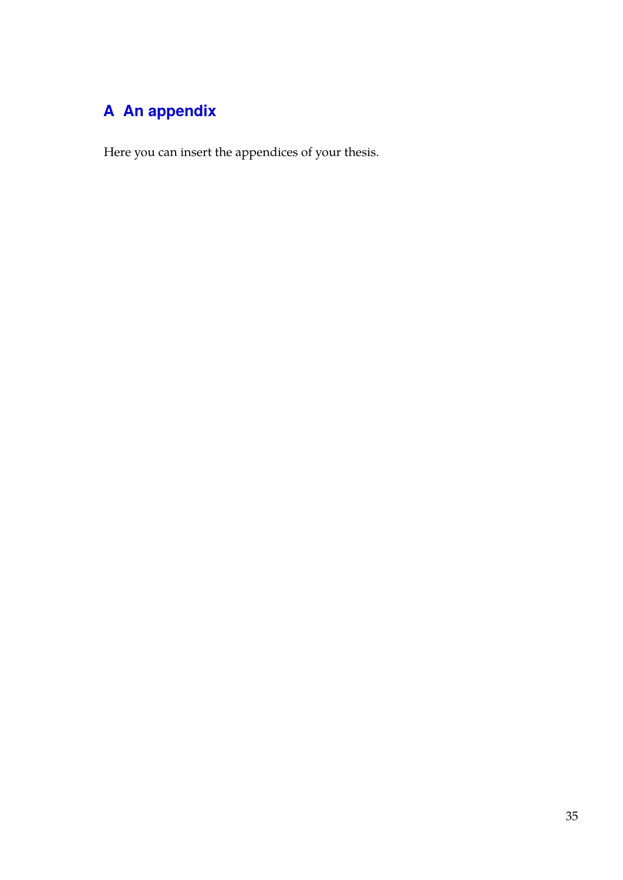# A An appendix

Here you can insert the appendices of your thesis.